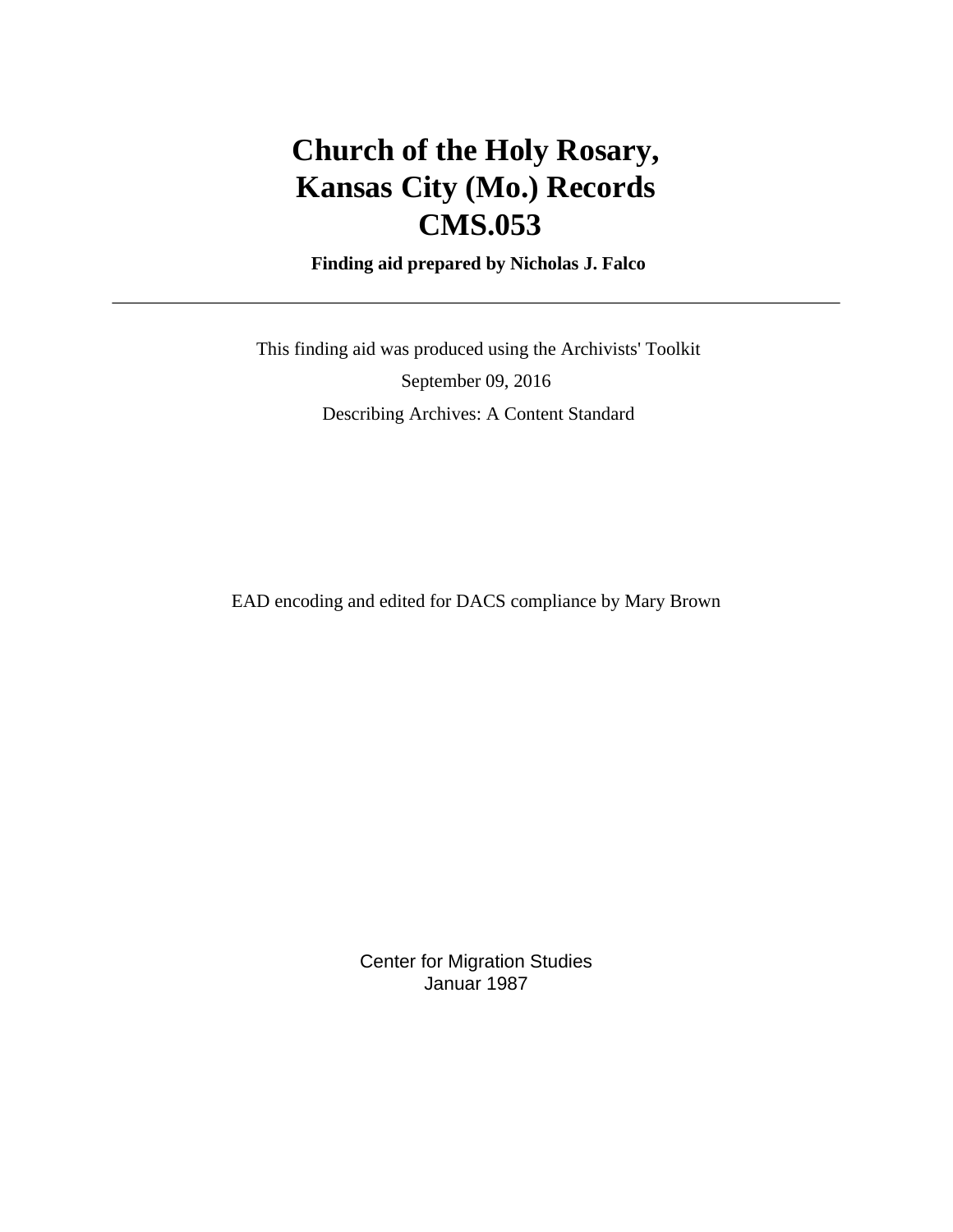# Church of the Holy Rosary, Kansas City (Mo.) Records CMS.053

**Finding aid prepared by Nicholas J. Falco**

---

This finding aid was produced using the Archivists' Toolkit

September 09, 2016

Describing Archives: A Content Standard

EAD encoding and edited for DACS compliance by Mary Brown

Center for Migration Studies
Januar 1987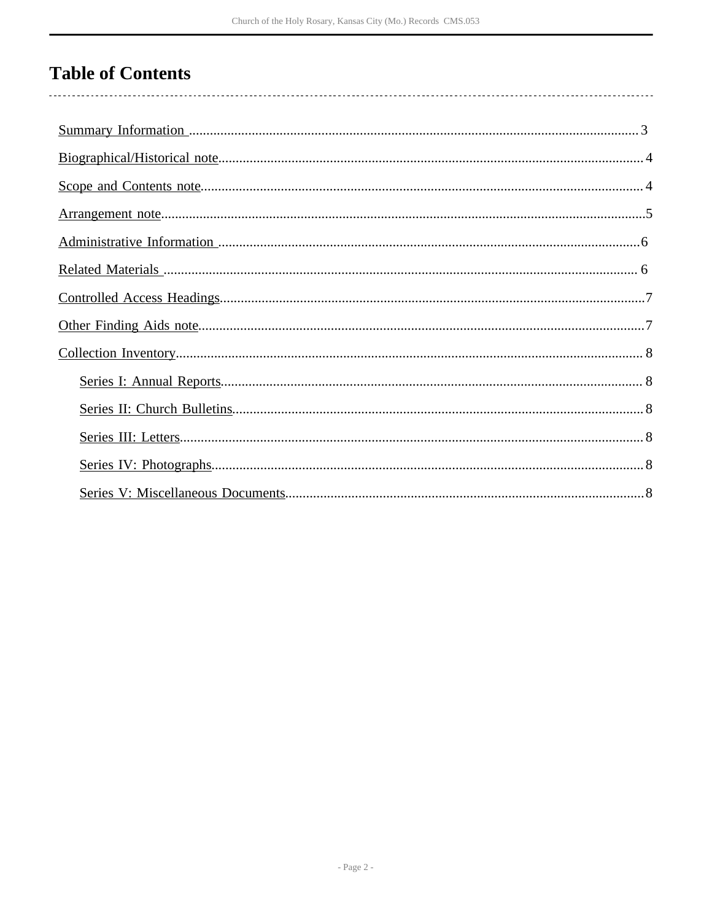# Table of Contents

- Summary Information ........ 3
- Biographical/Historical note ........ 4
- Scope and Contents note ........ 4
- Arrangement note ........ 5
- Administrative Information ........ 6
- Related Materials ........ 6
- Controlled Access Headings ........ 7
- Other Finding Aids note ........ 7
- Collection Inventory ........ 8
  - Series I: Annual Reports ........ 8
  - Series II: Church Bulletins ........ 8
  - Series III: Letters ........ 8
  - Series IV: Photographs ........ 8
  - Series V: Miscellaneous Documents ........ 8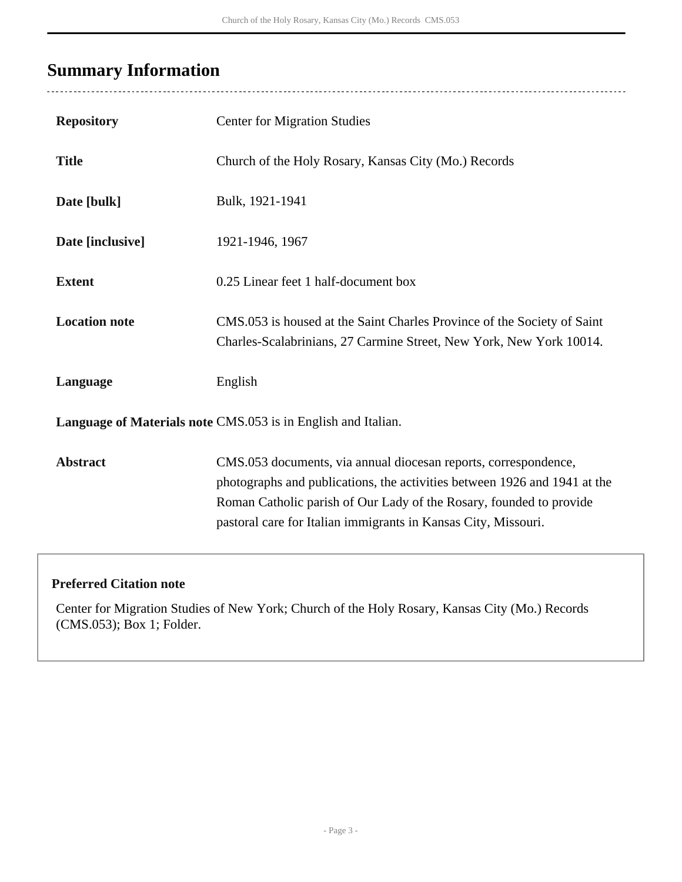## Summary Information

| | |
|---|---|
| **Repository** | Center for Migration Studies |
| **Title** | Church of the Holy Rosary, Kansas City (Mo.) Records |
| **Date [bulk]** | Bulk, 1921-1941 |
| **Date [inclusive]** | 1921-1946, 1967 |
| **Extent** | 0.25 Linear feet 1 half-document box |
| **Location note** | CMS.053 is housed at the Saint Charles Province of the Society of Saint Charles-Scalabrinians, 27 Carmine Street, New York, New York 10014. |
| **Language** | English |
| **Language of Materials note** | CMS.053 is in English and Italian. |
| **Abstract** | CMS.053 documents, via annual diocesan reports, correspondence, photographs and publications, the activities between 1926 and 1941 at the Roman Catholic parish of Our Lady of the Rosary, founded to provide pastoral care for Italian immigrants in Kansas City, Missouri. |

**Preferred Citation note**

Center for Migration Studies of New York; Church of the Holy Rosary, Kansas City (Mo.) Records (CMS.053); Box 1; Folder.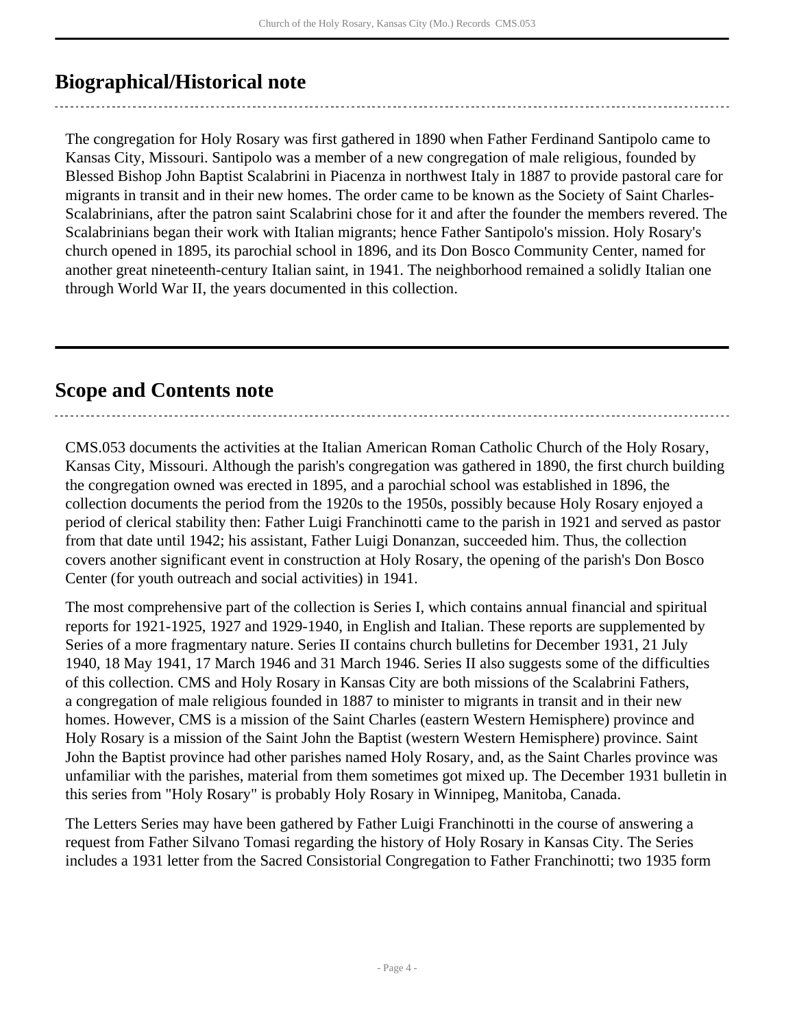## Biographical/Historical note

The congregation for Holy Rosary was first gathered in 1890 when Father Ferdinand Santipolo came to Kansas City, Missouri. Santipolo was a member of a new congregation of male religious, founded by Blessed Bishop John Baptist Scalabrini in Piacenza in northwest Italy in 1887 to provide pastoral care for migrants in transit and in their new homes. The order came to be known as the Society of Saint Charles-Scalabrinians, after the patron saint Scalabrini chose for it and after the founder the members revered. The Scalabrinians began their work with Italian migrants; hence Father Santipolo's mission. Holy Rosary's church opened in 1895, its parochial school in 1896, and its Don Bosco Community Center, named for another great nineteenth-century Italian saint, in 1941. The neighborhood remained a solidly Italian one through World War II, the years documented in this collection.

## Scope and Contents note

CMS.053 documents the activities at the Italian American Roman Catholic Church of the Holy Rosary, Kansas City, Missouri. Although the parish's congregation was gathered in 1890, the first church building the congregation owned was erected in 1895, and a parochial school was established in 1896, the collection documents the period from the 1920s to the 1950s, possibly because Holy Rosary enjoyed a period of clerical stability then: Father Luigi Franchinotti came to the parish in 1921 and served as pastor from that date until 1942; his assistant, Father Luigi Donanzan, succeeded him. Thus, the collection covers another significant event in construction at Holy Rosary, the opening of the parish's Don Bosco Center (for youth outreach and social activities) in 1941.

The most comprehensive part of the collection is Series I, which contains annual financial and spiritual reports for 1921-1925, 1927 and 1929-1940, in English and Italian. These reports are supplemented by Series of a more fragmentary nature. Series II contains church bulletins for December 1931, 21 July 1940, 18 May 1941, 17 March 1946 and 31 March 1946. Series II also suggests some of the difficulties of this collection. CMS and Holy Rosary in Kansas City are both missions of the Scalabrini Fathers, a congregation of male religious founded in 1887 to minister to migrants in transit and in their new homes. However, CMS is a mission of the Saint Charles (eastern Western Hemisphere) province and Holy Rosary is a mission of the Saint John the Baptist (western Western Hemisphere) province. Saint John the Baptist province had other parishes named Holy Rosary, and, as the Saint Charles province was unfamiliar with the parishes, material from them sometimes got mixed up. The December 1931 bulletin in this series from "Holy Rosary" is probably Holy Rosary in Winnipeg, Manitoba, Canada.

The Letters Series may have been gathered by Father Luigi Franchinotti in the course of answering a request from Father Silvano Tomasi regarding the history of Holy Rosary in Kansas City. The Series includes a 1931 letter from the Sacred Consistorial Congregation to Father Franchinotti; two 1935 form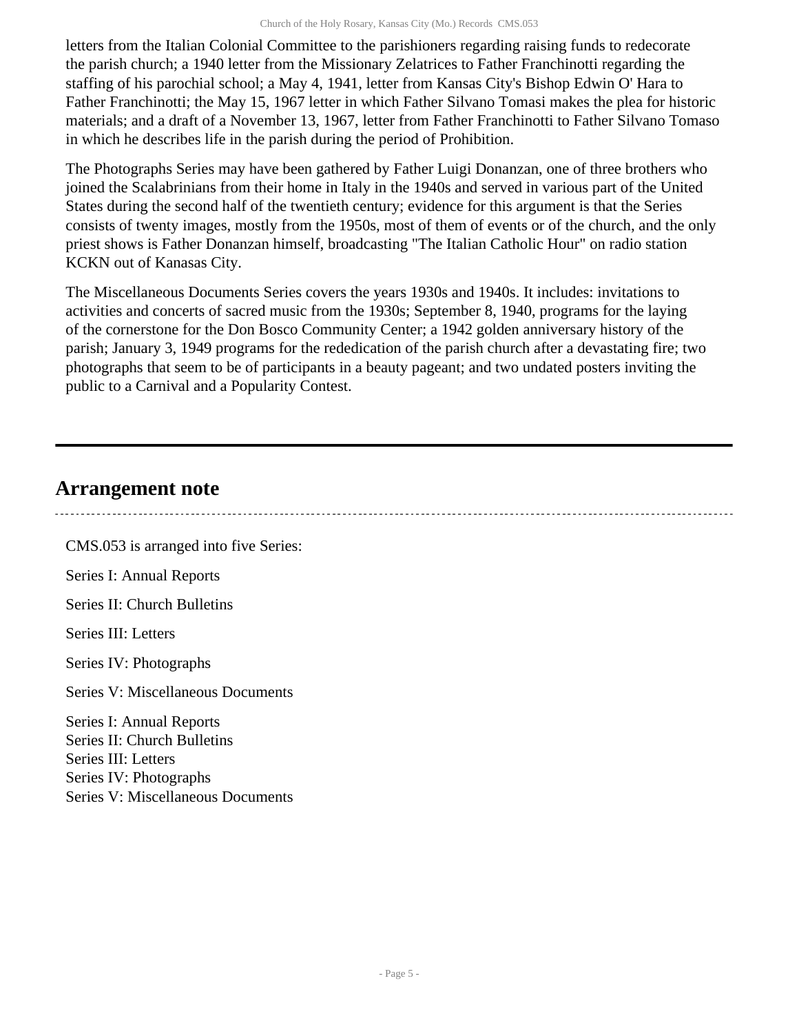letters from the Italian Colonial Committee to the parishioners regarding raising funds to redecorate the parish church; a 1940 letter from the Missionary Zelatrices to Father Franchinotti regarding the staffing of his parochial school; a May 4, 1941, letter from Kansas City's Bishop Edwin O' Hara to Father Franchinotti; the May 15, 1967 letter in which Father Silvano Tomasi makes the plea for historic materials; and a draft of a November 13, 1967, letter from Father Franchinotti to Father Silvano Tomaso in which he describes life in the parish during the period of Prohibition.

The Photographs Series may have been gathered by Father Luigi Donanzan, one of three brothers who joined the Scalabrinians from their home in Italy in the 1940s and served in various part of the United States during the second half of the twentieth century; evidence for this argument is that the Series consists of twenty images, mostly from the 1950s, most of them of events or of the church, and the only priest shows is Father Donanzan himself, broadcasting "The Italian Catholic Hour" on radio station KCKN out of Kanasas City.

The Miscellaneous Documents Series covers the years 1930s and 1940s. It includes: invitations to activities and concerts of sacred music from the 1930s; September 8, 1940, programs for the laying of the cornerstone for the Don Bosco Community Center; a 1942 golden anniversary history of the parish; January 3, 1949 programs for the rededication of the parish church after a devastating fire; two photographs that seem to be of participants in a beauty pageant; and two undated posters inviting the public to a Carnival and a Popularity Contest.

## Arrangement note

CMS.053 is arranged into five Series:

Series I: Annual Reports

Series II: Church Bulletins

Series III: Letters

Series IV: Photographs

Series V: Miscellaneous Documents

Series I: Annual Reports
Series II: Church Bulletins
Series III: Letters
Series IV: Photographs
Series V: Miscellaneous Documents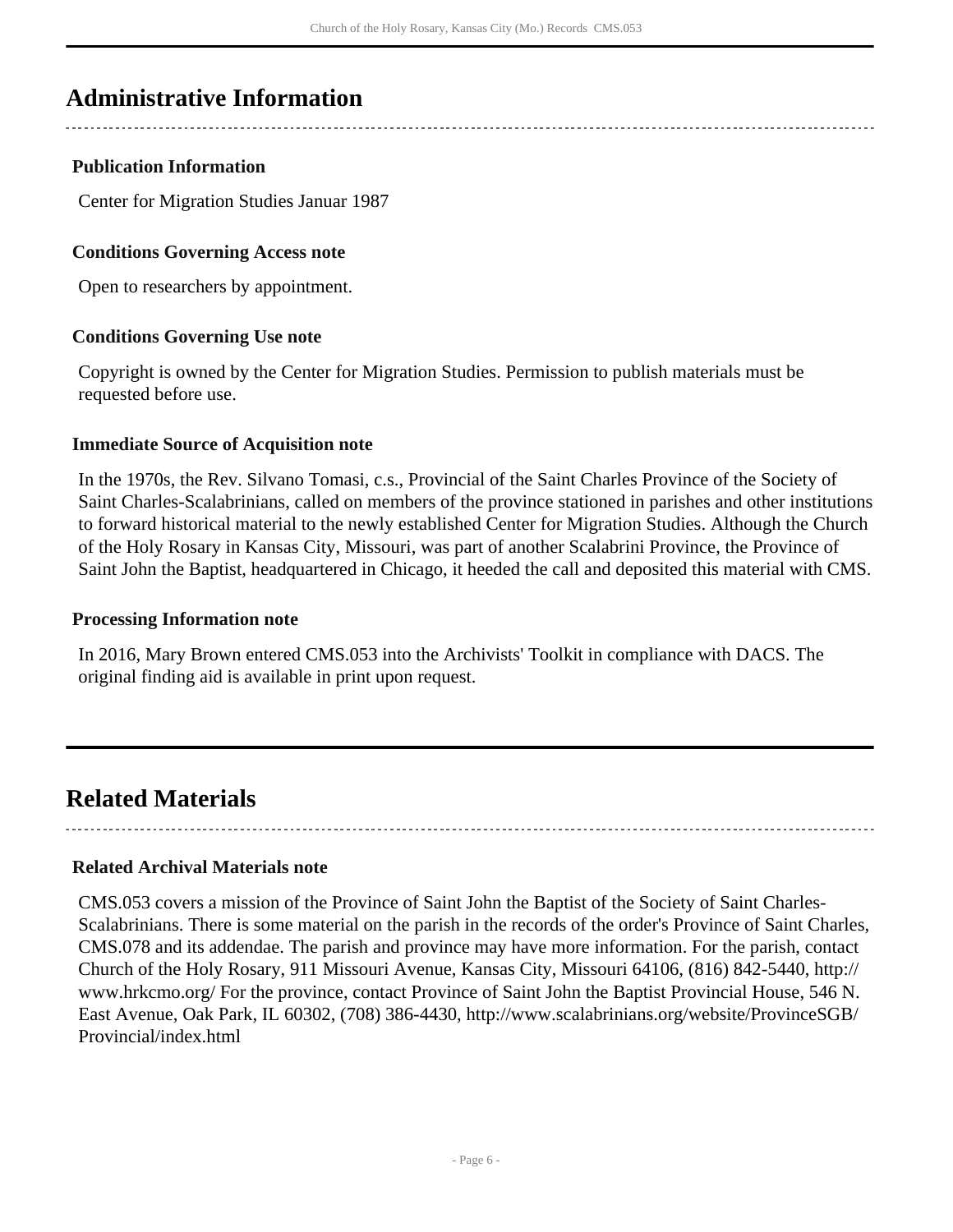## Administrative Information

### Publication Information

Center for Migration Studies Januar 1987

### Conditions Governing Access note

Open to researchers by appointment.

### Conditions Governing Use note

Copyright is owned by the Center for Migration Studies. Permission to publish materials must be requested before use.

### Immediate Source of Acquisition note

In the 1970s, the Rev. Silvano Tomasi, c.s., Provincial of the Saint Charles Province of the Society of Saint Charles-Scalabrinians, called on members of the province stationed in parishes and other institutions to forward historical material to the newly established Center for Migration Studies. Although the Church of the Holy Rosary in Kansas City, Missouri, was part of another Scalabrini Province, the Province of Saint John the Baptist, headquartered in Chicago, it heeded the call and deposited this material with CMS.

### Processing Information note

In 2016, Mary Brown entered CMS.053 into the Archivists' Toolkit in compliance with DACS. The original finding aid is available in print upon request.

## Related Materials

### Related Archival Materials note

CMS.053 covers a mission of the Province of Saint John the Baptist of the Society of Saint Charles-Scalabrinians. There is some material on the parish in the records of the order's Province of Saint Charles, CMS.078 and its addendae. The parish and province may have more information. For the parish, contact Church of the Holy Rosary, 911 Missouri Avenue, Kansas City, Missouri 64106, (816) 842-5440, http://www.hrkcmo.org/ For the province, contact Province of Saint John the Baptist Provincial House, 546 N. East Avenue, Oak Park, IL 60302, (708) 386-4430, http://www.scalabrinians.org/website/ProvinceSGB/Provincial/index.html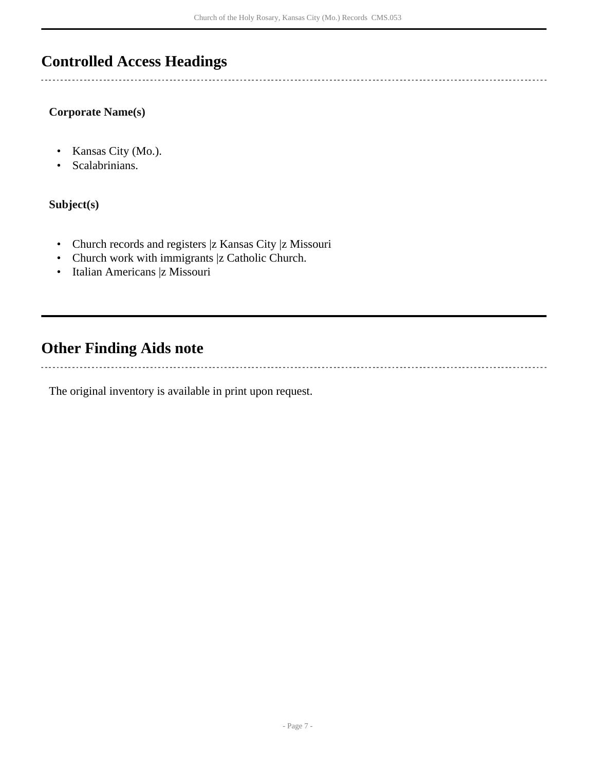## Controlled Access Headings

### Corporate Name(s)

- Kansas City (Mo.).
- Scalabrinians.

### Subject(s)

- Church records and registers |z Kansas City |z Missouri
- Church work with immigrants |z Catholic Church.
- Italian Americans |z Missouri

## Other Finding Aids note

The original inventory is available in print upon request.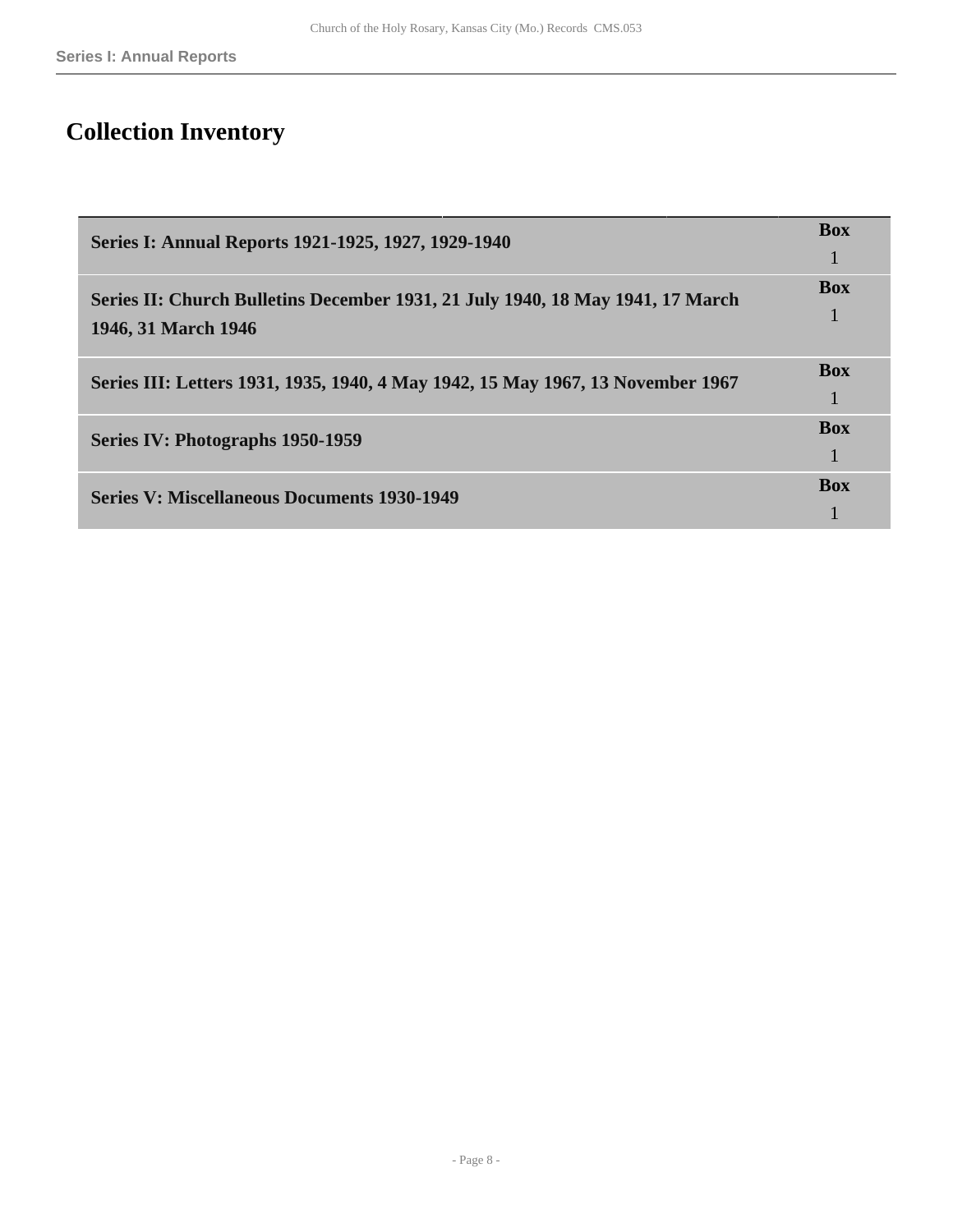# Collection Inventory

| | |
|---|---|
| **Series I: Annual Reports 1921-1925, 1927, 1929-1940** | **Box** 1 |
| **Series II: Church Bulletins December 1931, 21 July 1940, 18 May 1941, 17 March 1946, 31 March 1946** | **Box** 1 |
| **Series III: Letters 1931, 1935, 1940, 4 May 1942, 15 May 1967, 13 November 1967** | **Box** 1 |
| **Series IV: Photographs 1950-1959** | **Box** 1 |
| **Series V: Miscellaneous Documents 1930-1949** | **Box** 1 |